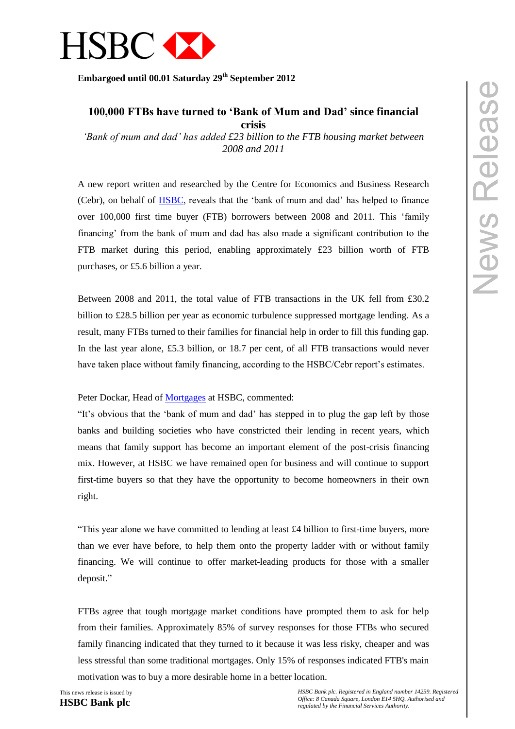HSBC

**Embargoed until 00.01 Saturday 29th September 2012**

# 100,000 FTBs have turned to 'Bank of Mum and Dad' since financial crisis

*'Bank of mum and dad' has added £23 billion to the FTB housing market between 2008 and 2011*

A new report written and researched by the Centre for Economics and Business Research (Cebr), on behalf of HSBC, reveals that the 'bank of mum and dad' has helped to finance over 100,000 first time buyer (FTB) borrowers between 2008 and 2011. This 'family financing' from the bank of mum and dad has also made a significant contribution to the FTB market during this period, enabling approximately £23 billion worth of FTB purchases, or £5.6 billion a year.

Between 2008 and 2011, the total value of FTB transactions in the UK fell from £30.2 billion to £28.5 billion per year as economic turbulence suppressed mortgage lending. As a result, many FTBs turned to their families for financial help in order to fill this funding gap. In the last year alone, £5.3 billion, or 18.7 per cent, of all FTB transactions would never have taken place without family financing, according to the HSBC/Cebr report's estimates.

Peter Dockar, Head of Mortgages at HSBC, commented:

"It's obvious that the 'bank of mum and dad' has stepped in to plug the gap left by those banks and building societies who have constricted their lending in recent years, which means that family support has become an important element of the post-crisis financing mix. However, at HSBC we have remained open for business and will continue to support first-time buyers so that they have the opportunity to become homeowners in their own right.

"This year alone we have committed to lending at least £4 billion to first-time buyers, more than we ever have before, to help them onto the property ladder with or without family financing. We will continue to offer market-leading products for those with a smaller deposit."

FTBs agree that tough mortgage market conditions have prompted them to ask for help from their families. Approximately 85% of survey responses for those FTBs who secured family financing indicated that they turned to it because it was less risky, cheaper and was less stressful than some traditional mortgages. Only 15% of responses indicated FTB's main motivation was to buy a more desirable home in a better location.

This news release is issued by
**HSBC Bank plc**

*HSBC Bank plc. Registered in England number 14259. Registered Office: 8 Canada Square, London E14 5HQ. Authorised and regulated by the Financial Services Authority.*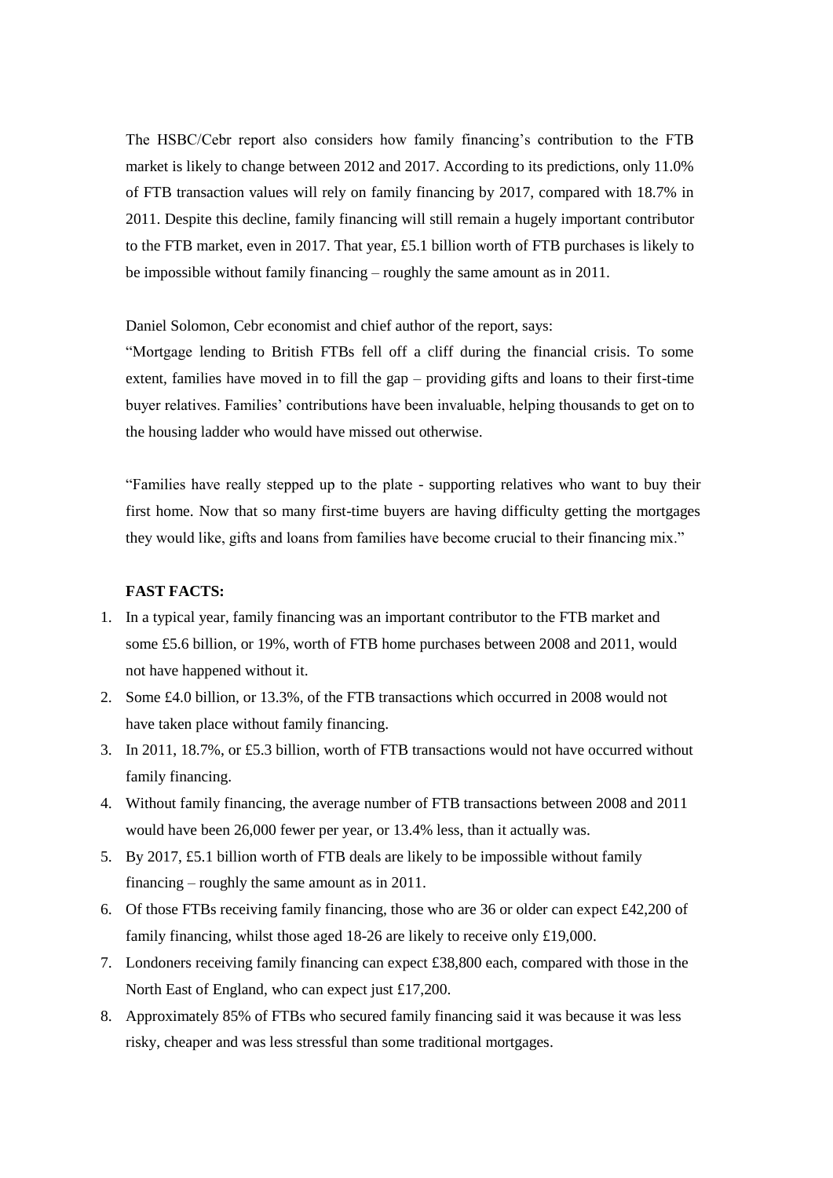The HSBC/Cebr report also considers how family financing's contribution to the FTB market is likely to change between 2012 and 2017. According to its predictions, only 11.0% of FTB transaction values will rely on family financing by 2017, compared with 18.7% in 2011. Despite this decline, family financing will still remain a hugely important contributor to the FTB market, even in 2017. That year, £5.1 billion worth of FTB purchases is likely to be impossible without family financing – roughly the same amount as in 2011.

Daniel Solomon, Cebr economist and chief author of the report, says:
"Mortgage lending to British FTBs fell off a cliff during the financial crisis. To some extent, families have moved in to fill the gap – providing gifts and loans to their first-time buyer relatives. Families' contributions have been invaluable, helping thousands to get on to the housing ladder who would have missed out otherwise.

"Families have really stepped up to the plate - supporting relatives who want to buy their first home. Now that so many first-time buyers are having difficulty getting the mortgages they would like, gifts and loans from families have become crucial to their financing mix."

**FAST FACTS:**

1. In a typical year, family financing was an important contributor to the FTB market and some £5.6 billion, or 19%, worth of FTB home purchases between 2008 and 2011, would not have happened without it.
2. Some £4.0 billion, or 13.3%, of the FTB transactions which occurred in 2008 would not have taken place without family financing.
3. In 2011, 18.7%, or £5.3 billion, worth of FTB transactions would not have occurred without family financing.
4. Without family financing, the average number of FTB transactions between 2008 and 2011 would have been 26,000 fewer per year, or 13.4% less, than it actually was.
5. By 2017, £5.1 billion worth of FTB deals are likely to be impossible without family financing – roughly the same amount as in 2011.
6. Of those FTBs receiving family financing, those who are 36 or older can expect £42,200 of family financing, whilst those aged 18-26 are likely to receive only £19,000.
7. Londoners receiving family financing can expect £38,800 each, compared with those in the North East of England, who can expect just £17,200.
8. Approximately 85% of FTBs who secured family financing said it was because it was less risky, cheaper and was less stressful than some traditional mortgages.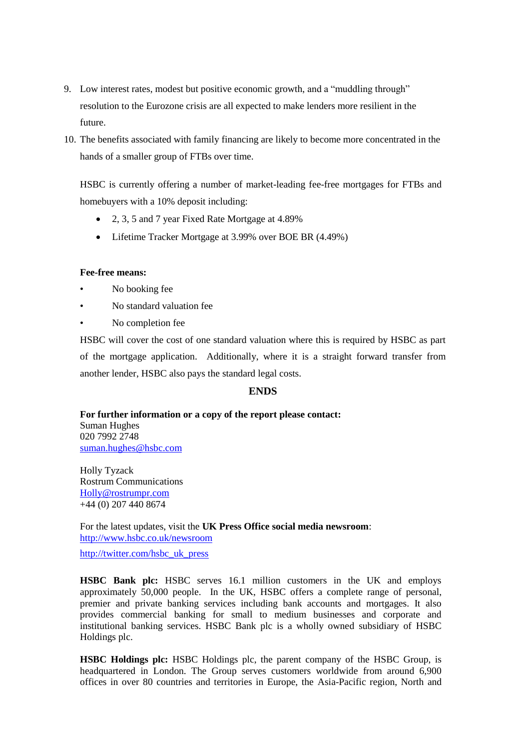9. Low interest rates, modest but positive economic growth, and a "muddling through" resolution to the Eurozone crisis are all expected to make lenders more resilient in the future.
10. The benefits associated with family financing are likely to become more concentrated in the hands of a smaller group of FTBs over time.

HSBC is currently offering a number of market-leading fee-free mortgages for FTBs and homebuyers with a 10% deposit including:

- 2, 3, 5 and 7 year Fixed Rate Mortgage at 4.89%
- Lifetime Tracker Mortgage at 3.99% over BOE BR (4.49%)

**Fee-free means:**

- No booking fee
- No standard valuation fee
- No completion fee

HSBC will cover the cost of one standard valuation where this is required by HSBC as part of the mortgage application. Additionally, where it is a straight forward transfer from another lender, HSBC also pays the standard legal costs.

**ENDS**

**For further information or a copy of the report please contact:**
Suman Hughes
020 7992 2748
suman.hughes@hsbc.com

Holly Tyzack
Rostrum Communications
Holly@rostrumpr.com
+44 (0) 207 440 8674

For the latest updates, visit the **UK Press Office social media newsroom**:
http://www.hsbc.co.uk/newsroom

http://twitter.com/hsbc_uk_press

**HSBC Bank plc:** HSBC serves 16.1 million customers in the UK and employs approximately 50,000 people. In the UK, HSBC offers a complete range of personal, premier and private banking services including bank accounts and mortgages. It also provides commercial banking for small to medium businesses and corporate and institutional banking services. HSBC Bank plc is a wholly owned subsidiary of HSBC Holdings plc.

**HSBC Holdings plc:** HSBC Holdings plc, the parent company of the HSBC Group, is headquartered in London. The Group serves customers worldwide from around 6,900 offices in over 80 countries and territories in Europe, the Asia-Pacific region, North and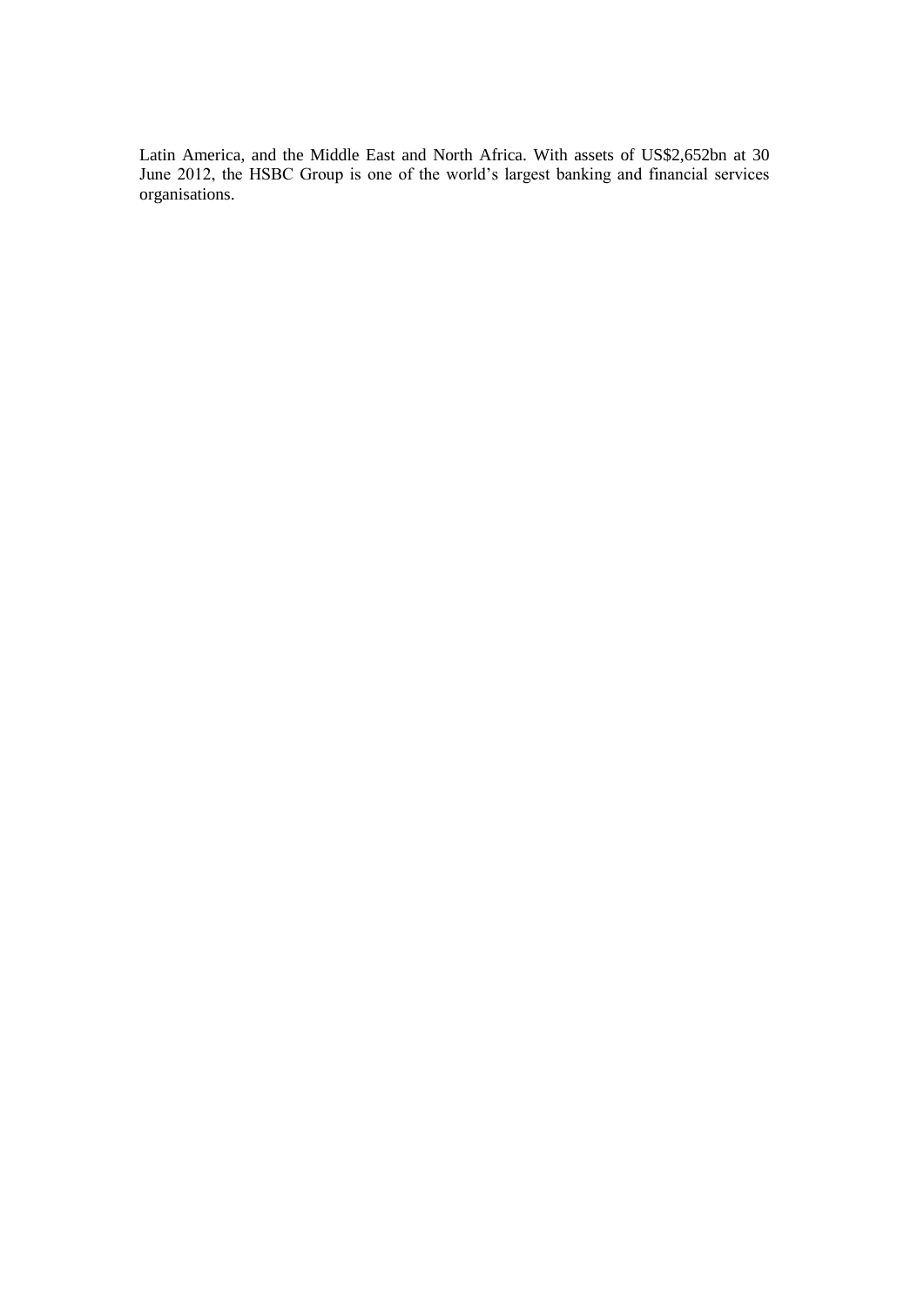Latin America, and the Middle East and North Africa. With assets of US$2,652bn at 30 June 2012, the HSBC Group is one of the world's largest banking and financial services organisations.